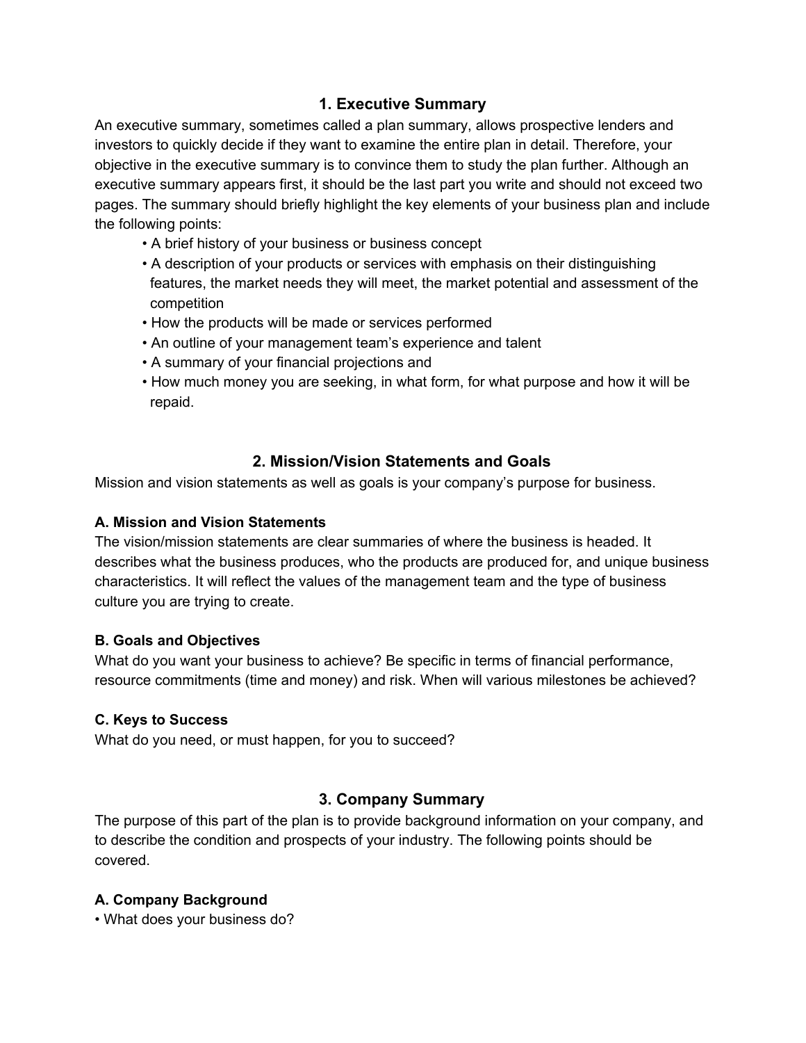## 1. Executive Summary

An executive summary, sometimes called a plan summary, allows prospective lenders and investors to quickly decide if they want to examine the entire plan in detail. Therefore, your objective in the executive summary is to convince them to study the plan further. Although an executive summary appears first, it should be the last part you write and should not exceed two pages. The summary should briefly highlight the key elements of your business plan and include the following points:

- A brief history of your business or business concept
- A description of your products or services with emphasis on their distinguishing features, the market needs they will meet, the market potential and assessment of the competition
- How the products will be made or services performed
- An outline of your management team's experience and talent
- A summary of your financial projections and
- How much money you are seeking, in what form, for what purpose and how it will be repaid.

## 2. Mission/Vision Statements and Goals

Mission and vision statements as well as goals is your company's purpose for business.

### A. Mission and Vision Statements

The vision/mission statements are clear summaries of where the business is headed. It describes what the business produces, who the products are produced for, and unique business characteristics. It will reflect the values of the management team and the type of business culture you are trying to create.

### B. Goals and Objectives

What do you want your business to achieve? Be specific in terms of financial performance, resource commitments (time and money) and risk. When will various milestones be achieved?

### C. Keys to Success

What do you need, or must happen, for you to succeed?

## 3. Company Summary

The purpose of this part of the plan is to provide background information on your company, and to describe the condition and prospects of your industry. The following points should be covered.

### A. Company Background

- What does your business do?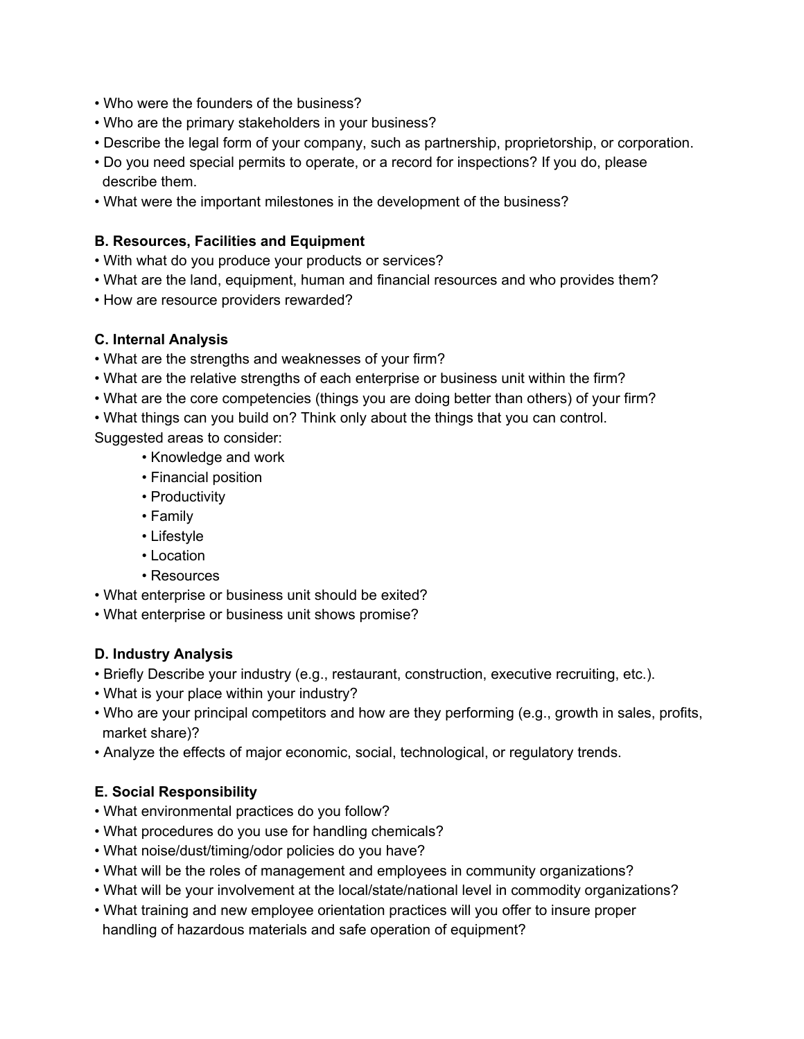- Who were the founders of the business?
- Who are the primary stakeholders in your business?
- Describe the legal form of your company, such as partnership, proprietorship, or corporation.
- Do you need special permits to operate, or a record for inspections? If you do, please describe them.
- What were the important milestones in the development of the business?

**B. Resources, Facilities and Equipment**

- With what do you produce your products or services?
- What are the land, equipment, human and financial resources and who provides them?
- How are resource providers rewarded?

**C. Internal Analysis**

- What are the strengths and weaknesses of your firm?
- What are the relative strengths of each enterprise or business unit within the firm?
- What are the core competencies (things you are doing better than others) of your firm?
- What things can you build on? Think only about the things that you can control.

Suggested areas to consider:

- Knowledge and work
- Financial position
- Productivity
- Family
- Lifestyle
- Location
- Resources

- What enterprise or business unit should be exited?
- What enterprise or business unit shows promise?

**D. Industry Analysis**

- Briefly Describe your industry (e.g., restaurant, construction, executive recruiting, etc.).
- What is your place within your industry?
- Who are your principal competitors and how are they performing (e.g., growth in sales, profits, market share)?
- Analyze the effects of major economic, social, technological, or regulatory trends.

**E. Social Responsibility**

- What environmental practices do you follow?
- What procedures do you use for handling chemicals?
- What noise/dust/timing/odor policies do you have?
- What will be the roles of management and employees in community organizations?
- What will be your involvement at the local/state/national level in commodity organizations?
- What training and new employee orientation practices will you offer to insure proper handling of hazardous materials and safe operation of equipment?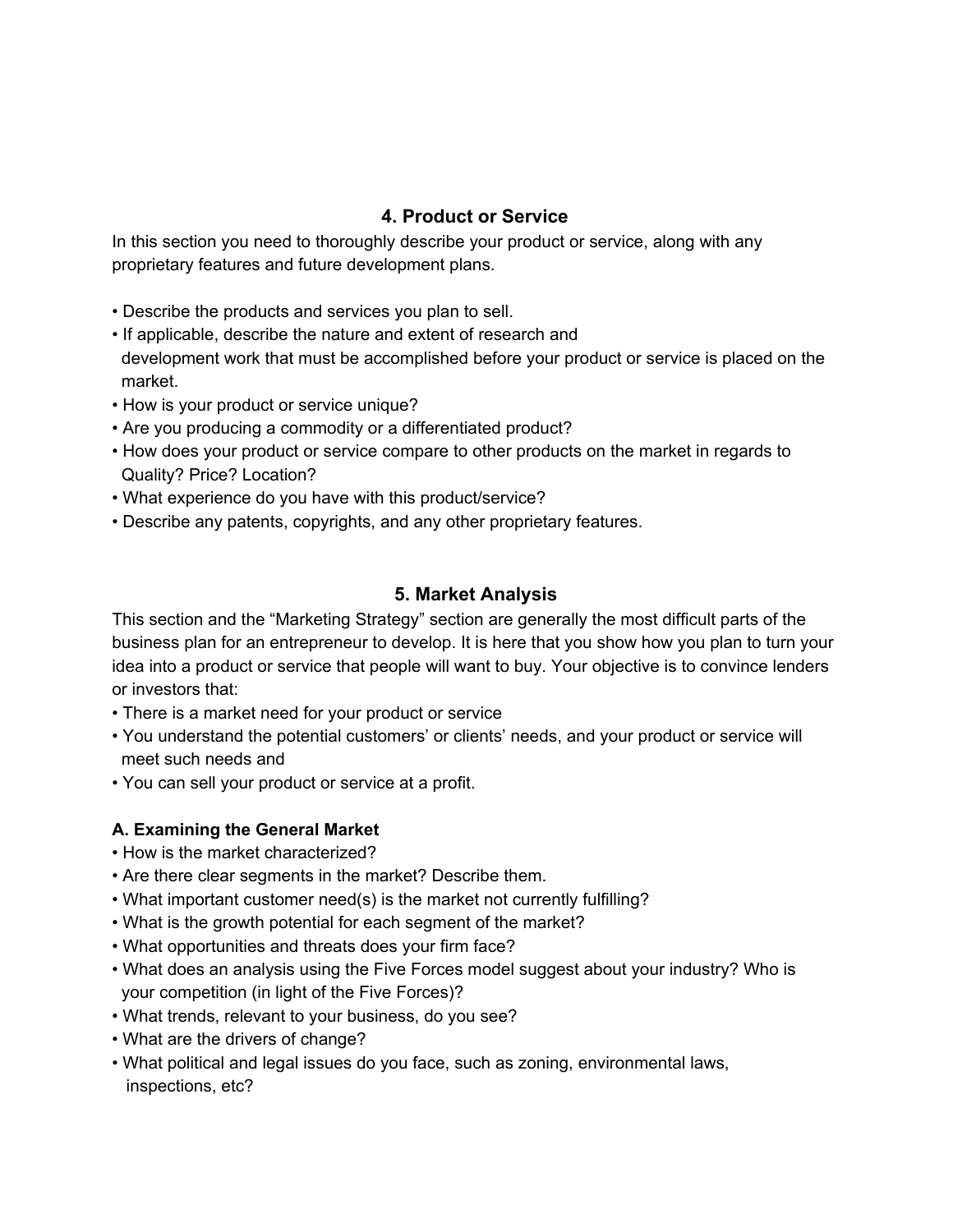## 4. Product or Service

In this section you need to thoroughly describe your product or service, along with any proprietary features and future development plans.

- Describe the products and services you plan to sell.
- If applicable, describe the nature and extent of research and development work that must be accomplished before your product or service is placed on the market.
- How is your product or service unique?
- Are you producing a commodity or a differentiated product?
- How does your product or service compare to other products on the market in regards to Quality? Price? Location?
- What experience do you have with this product/service?
- Describe any patents, copyrights, and any other proprietary features.

## 5. Market Analysis

This section and the "Marketing Strategy" section are generally the most difficult parts of the business plan for an entrepreneur to develop. It is here that you show how you plan to turn your idea into a product or service that people will want to buy. Your objective is to convince lenders or investors that:

- There is a market need for your product or service
- You understand the potential customers' or clients' needs, and your product or service will meet such needs and
- You can sell your product or service at a profit.

### A. Examining the General Market

- How is the market characterized?
- Are there clear segments in the market? Describe them.
- What important customer need(s) is the market not currently fulfilling?
- What is the growth potential for each segment of the market?
- What opportunities and threats does your firm face?
- What does an analysis using the Five Forces model suggest about your industry? Who is your competition (in light of the Five Forces)?
- What trends, relevant to your business, do you see?
- What are the drivers of change?
- What political and legal issues do you face, such as zoning, environmental laws, inspections, etc?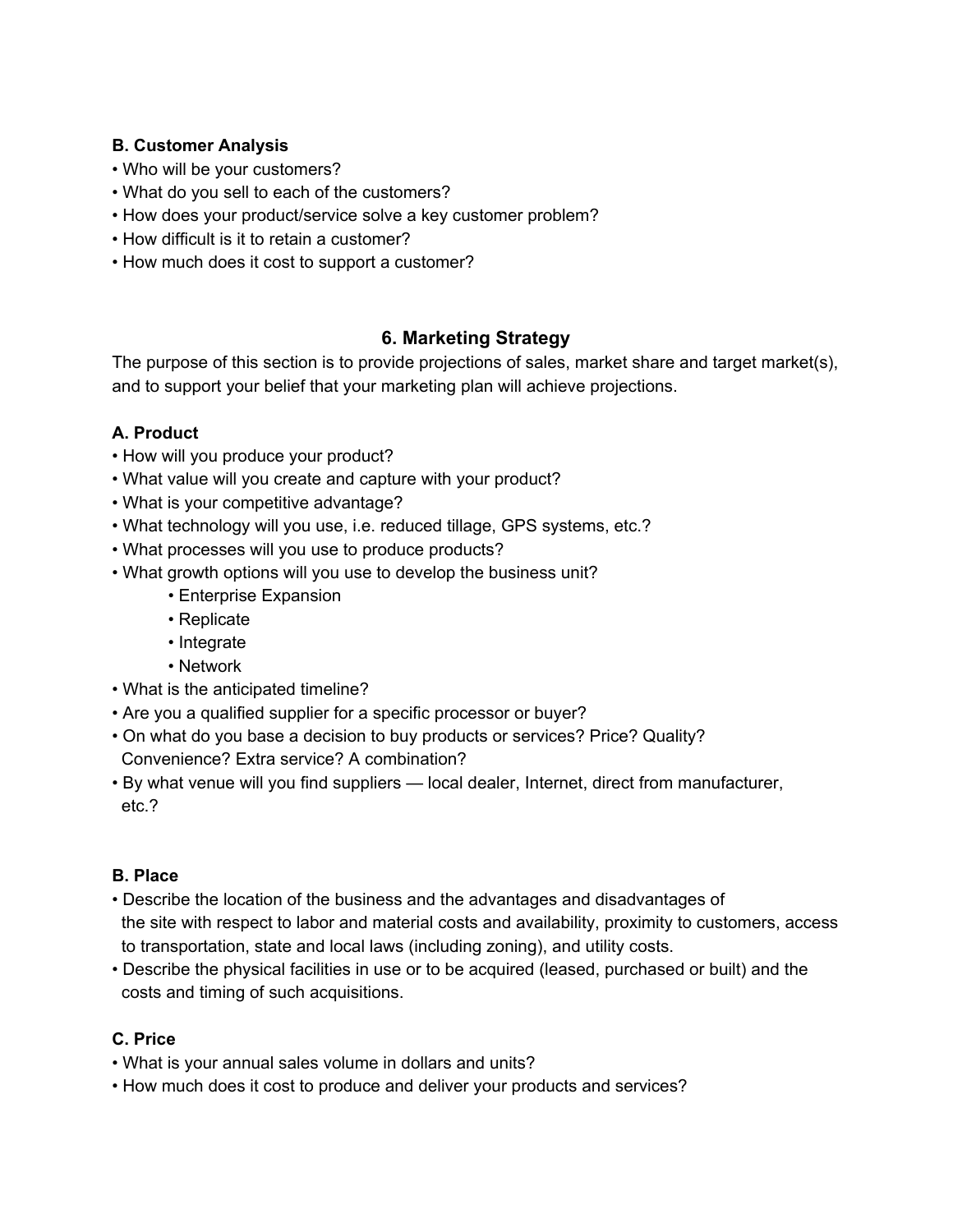### B. Customer Analysis

- Who will be your customers?
- What do you sell to each of the customers?
- How does your product/service solve a key customer problem?
- How difficult is it to retain a customer?
- How much does it cost to support a customer?

## 6. Marketing Strategy

The purpose of this section is to provide projections of sales, market share and target market(s), and to support your belief that your marketing plan will achieve projections.

### A. Product

- How will you produce your product?
- What value will you create and capture with your product?
- What is your competitive advantage?
- What technology will you use, i.e. reduced tillage, GPS systems, etc.?
- What processes will you use to produce products?
- What growth options will you use to develop the business unit?
    - Enterprise Expansion
    - Replicate
    - Integrate
    - Network
- What is the anticipated timeline?
- Are you a qualified supplier for a specific processor or buyer?
- On what do you base a decision to buy products or services? Price? Quality? Convenience? Extra service? A combination?
- By what venue will you find suppliers — local dealer, Internet, direct from manufacturer, etc.?

### B. Place

- Describe the location of the business and the advantages and disadvantages of the site with respect to labor and material costs and availability, proximity to customers, access to transportation, state and local laws (including zoning), and utility costs.
- Describe the physical facilities in use or to be acquired (leased, purchased or built) and the costs and timing of such acquisitions.

### C. Price

- What is your annual sales volume in dollars and units?
- How much does it cost to produce and deliver your products and services?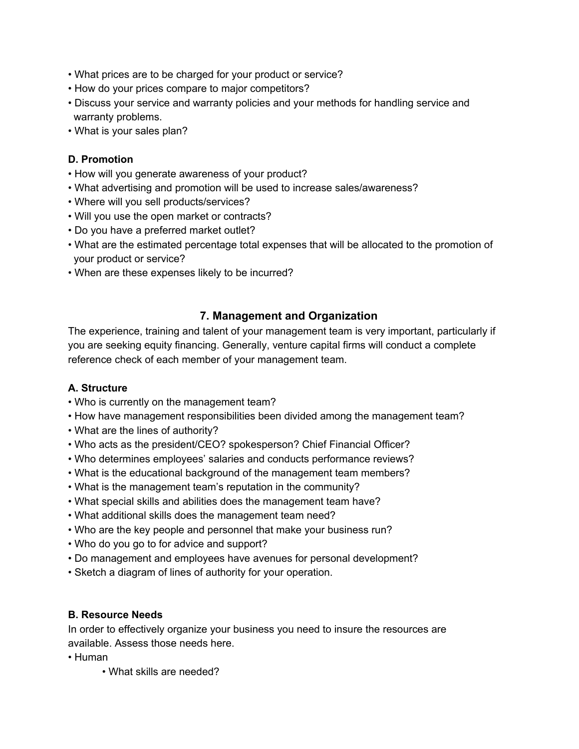- What prices are to be charged for your product or service?
- How do your prices compare to major competitors?
- Discuss your service and warranty policies and your methods for handling service and warranty problems.
- What is your sales plan?

**D. Promotion**

- How will you generate awareness of your product?
- What advertising and promotion will be used to increase sales/awareness?
- Where will you sell products/services?
- Will you use the open market or contracts?
- Do you have a preferred market outlet?
- What are the estimated percentage total expenses that will be allocated to the promotion of your product or service?
- When are these expenses likely to be incurred?

## 7. Management and Organization

The experience, training and talent of your management team is very important, particularly if you are seeking equity financing. Generally, venture capital firms will conduct a complete reference check of each member of your management team.

**A. Structure**

- Who is currently on the management team?
- How have management responsibilities been divided among the management team?
- What are the lines of authority?
- Who acts as the president/CEO? spokesperson? Chief Financial Officer?
- Who determines employees' salaries and conducts performance reviews?
- What is the educational background of the management team members?
- What is the management team's reputation in the community?
- What special skills and abilities does the management team have?
- What additional skills does the management team need?
- Who are the key people and personnel that make your business run?
- Who do you go to for advice and support?
- Do management and employees have avenues for personal development?
- Sketch a diagram of lines of authority for your operation.

**B. Resource Needs**

In order to effectively organize your business you need to insure the resources are available. Assess those needs here.

- Human
    - What skills are needed?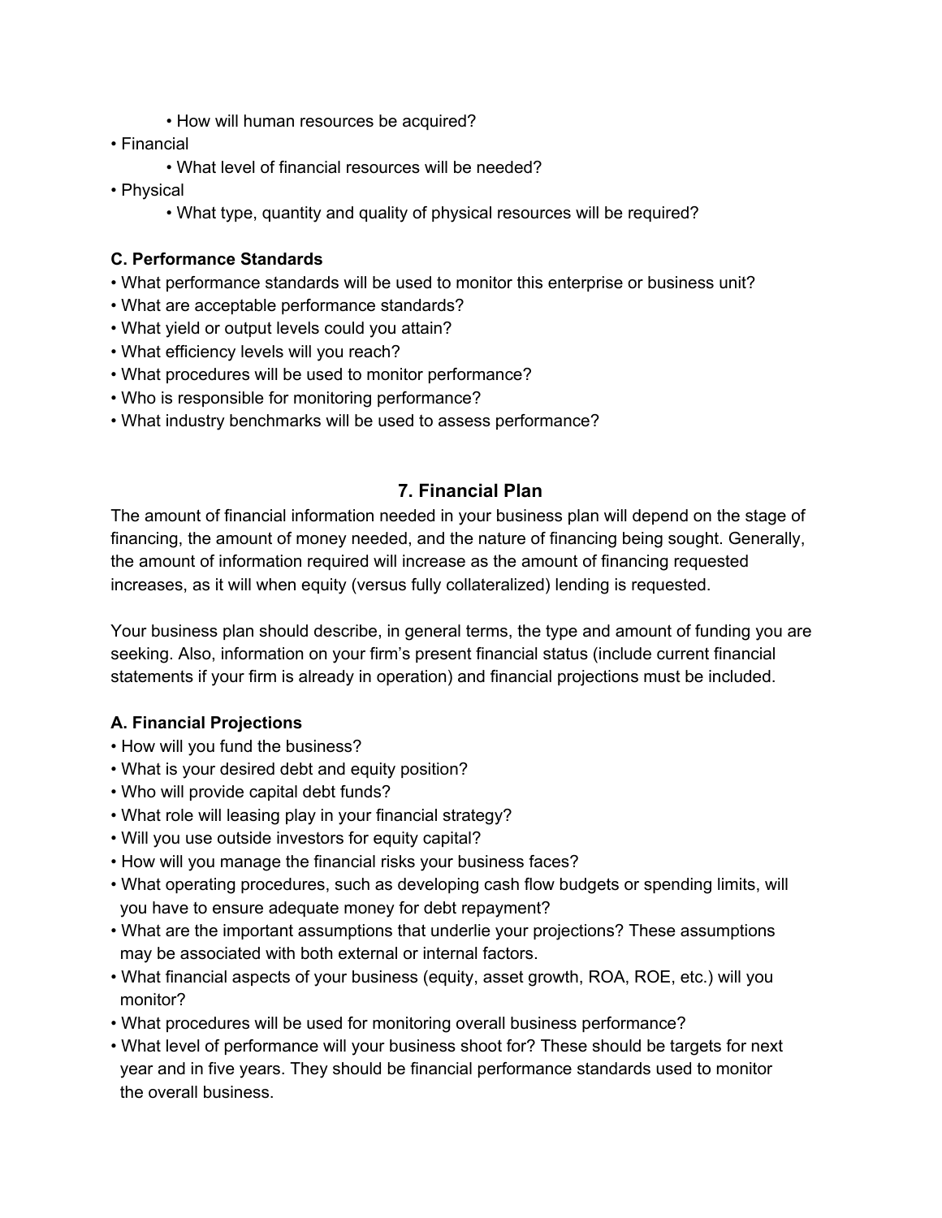- How will human resources be acquired?
- Financial
    - What level of financial resources will be needed?
- Physical
    - What type, quantity and quality of physical resources will be required?

**C. Performance Standards**

- What performance standards will be used to monitor this enterprise or business unit?
- What are acceptable performance standards?
- What yield or output levels could you attain?
- What efficiency levels will you reach?
- What procedures will be used to monitor performance?
- Who is responsible for monitoring performance?
- What industry benchmarks will be used to assess performance?

## 7. Financial Plan

The amount of financial information needed in your business plan will depend on the stage of financing, the amount of money needed, and the nature of financing being sought. Generally, the amount of information required will increase as the amount of financing requested increases, as it will when equity (versus fully collateralized) lending is requested.

Your business plan should describe, in general terms, the type and amount of funding you are seeking. Also, information on your firm's present financial status (include current financial statements if your firm is already in operation) and financial projections must be included.

**A. Financial Projections**

- How will you fund the business?
- What is your desired debt and equity position?
- Who will provide capital debt funds?
- What role will leasing play in your financial strategy?
- Will you use outside investors for equity capital?
- How will you manage the financial risks your business faces?
- What operating procedures, such as developing cash flow budgets or spending limits, will you have to ensure adequate money for debt repayment?
- What are the important assumptions that underlie your projections? These assumptions may be associated with both external or internal factors.
- What financial aspects of your business (equity, asset growth, ROA, ROE, etc.) will you monitor?
- What procedures will be used for monitoring overall business performance?
- What level of performance will your business shoot for? These should be targets for next year and in five years. They should be financial performance standards used to monitor the overall business.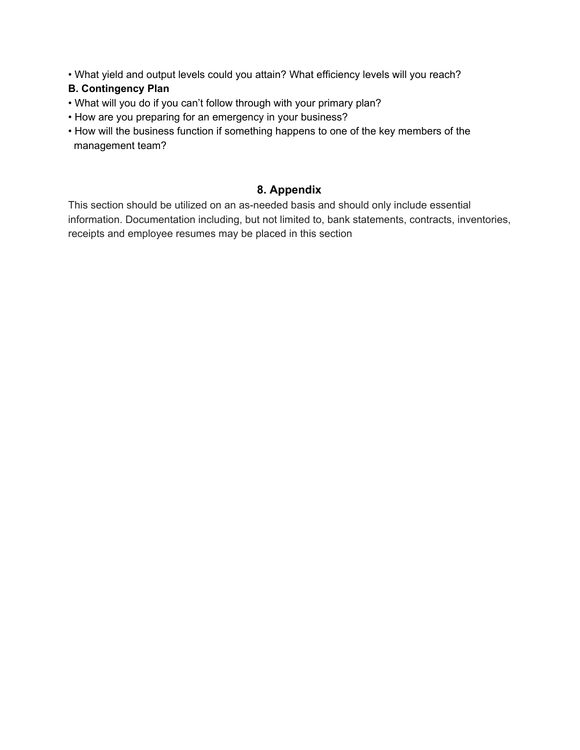- What yield and output levels could you attain? What efficiency levels will you reach?

**B. Contingency Plan**

- What will you do if you can't follow through with your primary plan?
- How are you preparing for an emergency in your business?
- How will the business function if something happens to one of the key members of the management team?

## 8. Appendix

This section should be utilized on an as-needed basis and should only include essential information. Documentation including, but not limited to, bank statements, contracts, inventories, receipts and employee resumes may be placed in this section